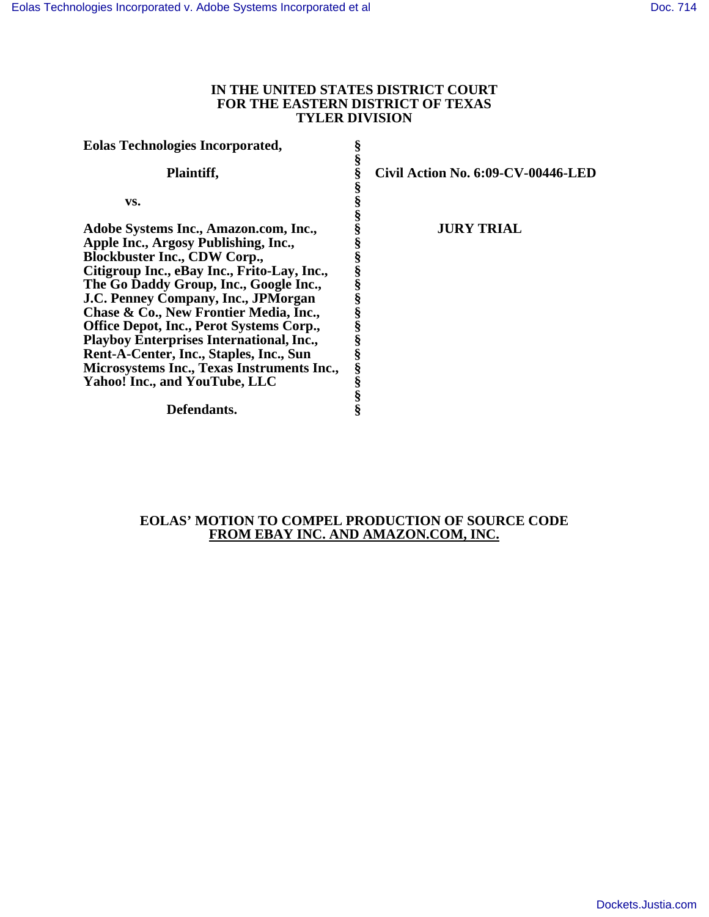**IN THE UNITED STATES DISTRICT COURT**
**FOR THE EASTERN DISTRICT OF TEXAS**
**TYLER DIVISION**

| | | |
|---|---|---|
| **Eolas Technologies Incorporated,** | § | |
| | § | |
| **Plaintiff,** | § | **Civil Action No. 6:09-CV-00446-LED** |
| | § | |
| **vs.** | § | |
| | § | |
| **Adobe Systems Inc., Amazon.com, Inc., Apple Inc., Argosy Publishing, Inc., Blockbuster Inc., CDW Corp., Citigroup Inc., eBay Inc., Frito-Lay, Inc., The Go Daddy Group, Inc., Google Inc., J.C. Penney Company, Inc., JPMorgan Chase & Co., New Frontier Media, Inc., Office Depot, Inc., Perot Systems Corp., Playboy Enterprises International, Inc., Rent-A-Center, Inc., Staples, Inc., Sun Microsystems Inc., Texas Instruments Inc., Yahoo! Inc., and YouTube, LLC** | § | **JURY TRIAL** |
| | § | |
| **Defendants.** | § | |

**EOLAS' MOTION TO COMPEL PRODUCTION OF SOURCE CODE**
**FROM EBAY INC. AND AMAZON.COM, INC.**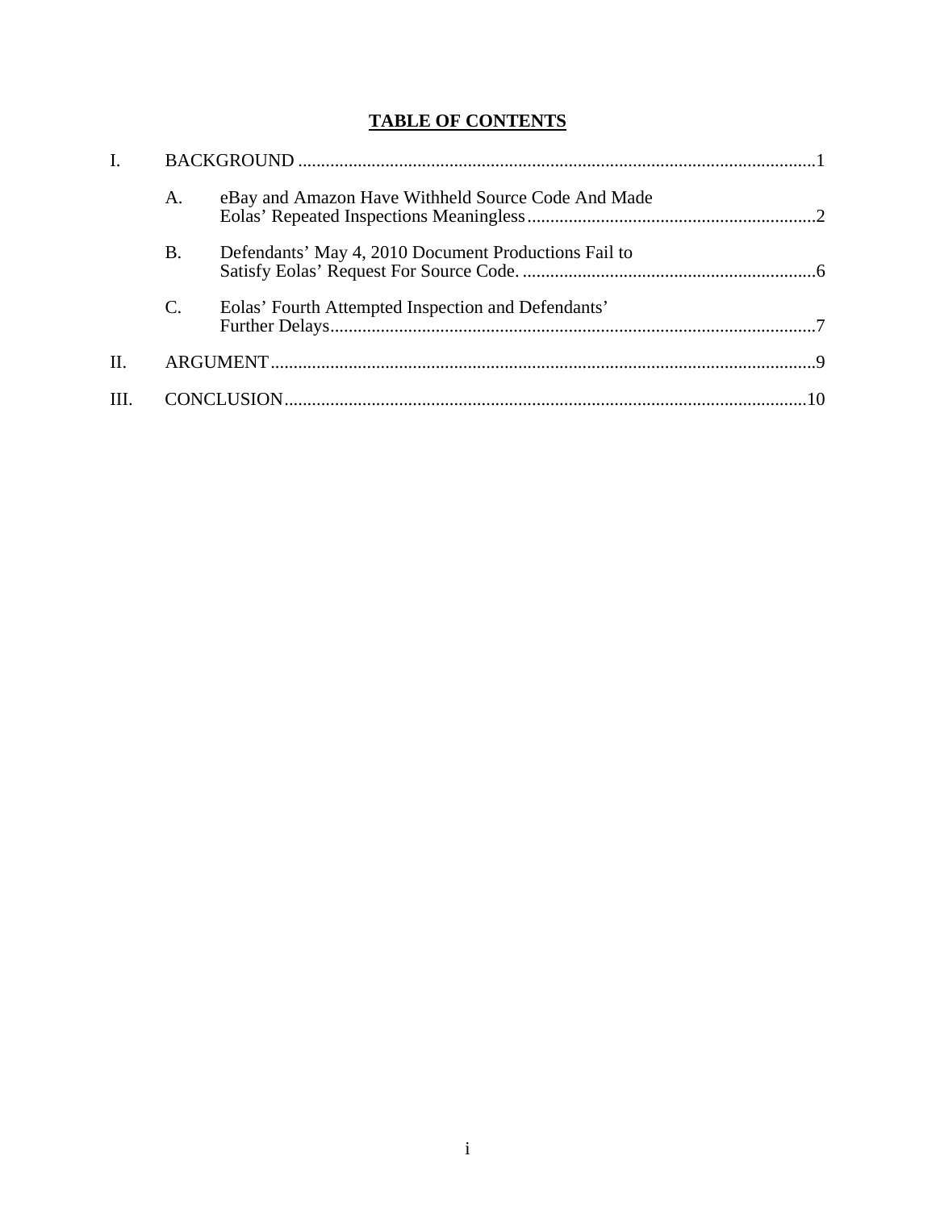**TABLE OF CONTENTS**

I. BACKGROUND ..... 1

- A. eBay and Amazon Have Withheld Source Code And Made Eolas' Repeated Inspections Meaningless ..... 2
- B. Defendants' May 4, 2010 Document Productions Fail to Satisfy Eolas' Request For Source Code. ..... 6
- C. Eolas' Fourth Attempted Inspection and Defendants' Further Delays ..... 7

II. ARGUMENT ..... 9

III. CONCLUSION ..... 10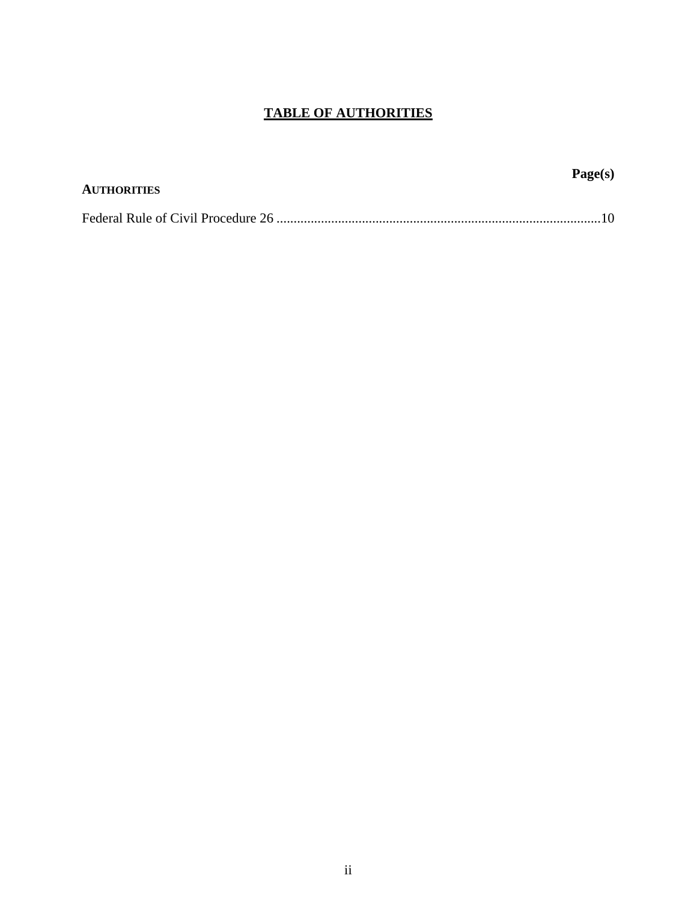# **TABLE OF AUTHORITIES**

| | Page(s) |
|---|---|
| **AUTHORITIES** | |
| Federal Rule of Civil Procedure 26 | 10 |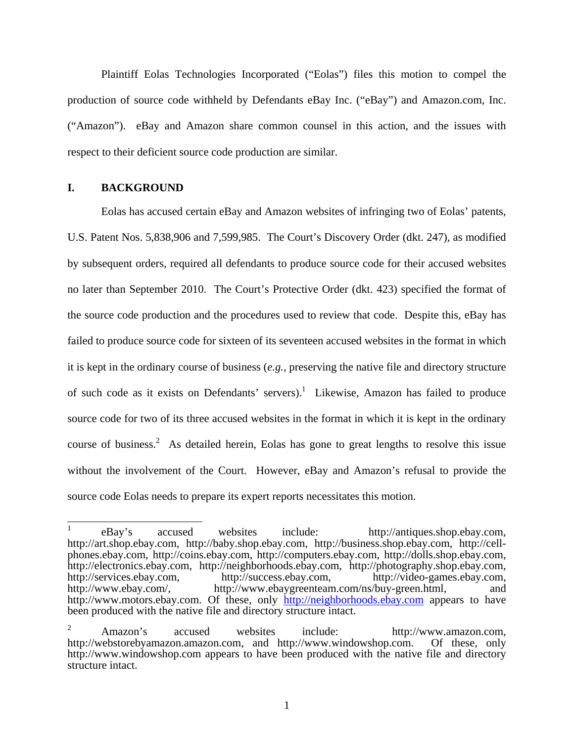Plaintiff Eolas Technologies Incorporated ("Eolas") files this motion to compel the production of source code withheld by Defendants eBay Inc. ("eBay") and Amazon.com, Inc. ("Amazon"). eBay and Amazon share common counsel in this action, and the issues with respect to their deficient source code production are similar.

## I. BACKGROUND

Eolas has accused certain eBay and Amazon websites of infringing two of Eolas' patents, U.S. Patent Nos. 5,838,906 and 7,599,985. The Court's Discovery Order (dkt. 247), as modified by subsequent orders, required all defendants to produce source code for their accused websites no later than September 2010. The Court's Protective Order (dkt. 423) specified the format of the source code production and the procedures used to review that code. Despite this, eBay has failed to produce source code for sixteen of its seventeen accused websites in the format in which it is kept in the ordinary course of business (*e.g.*, preserving the native file and directory structure of such code as it exists on Defendants' servers).[1] Likewise, Amazon has failed to produce source code for two of its three accused websites in the format in which it is kept in the ordinary course of business.[2] As detailed herein, Eolas has gone to great lengths to resolve this issue without the involvement of the Court. However, eBay and Amazon's refusal to provide the source code Eolas needs to prepare its expert reports necessitates this motion.

---

[1] eBay's accused websites include: http://antiques.shop.ebay.com, http://art.shop.ebay.com, http://baby.shop.ebay.com, http://business.shop.ebay.com, http://cell-phones.ebay.com, http://coins.ebay.com, http://computers.ebay.com, http://dolls.shop.ebay.com, http://electronics.ebay.com, http://neighborhoods.ebay.com, http://photography.shop.ebay.com, http://services.ebay.com, http://success.ebay.com, http://video-games.ebay.com, http://www.ebay.com/, http://www.ebaygreenteam.com/ns/buy-green.html, and http://www.motors.ebay.com. Of these, only http://neighborhoods.ebay.com appears to have been produced with the native file and directory structure intact.

[2] Amazon's accused websites include: http://www.amazon.com, http://webstorebyamazon.amazon.com, and http://www.windowshop.com. Of these, only http://www.windowshop.com appears to have been produced with the native file and directory structure intact.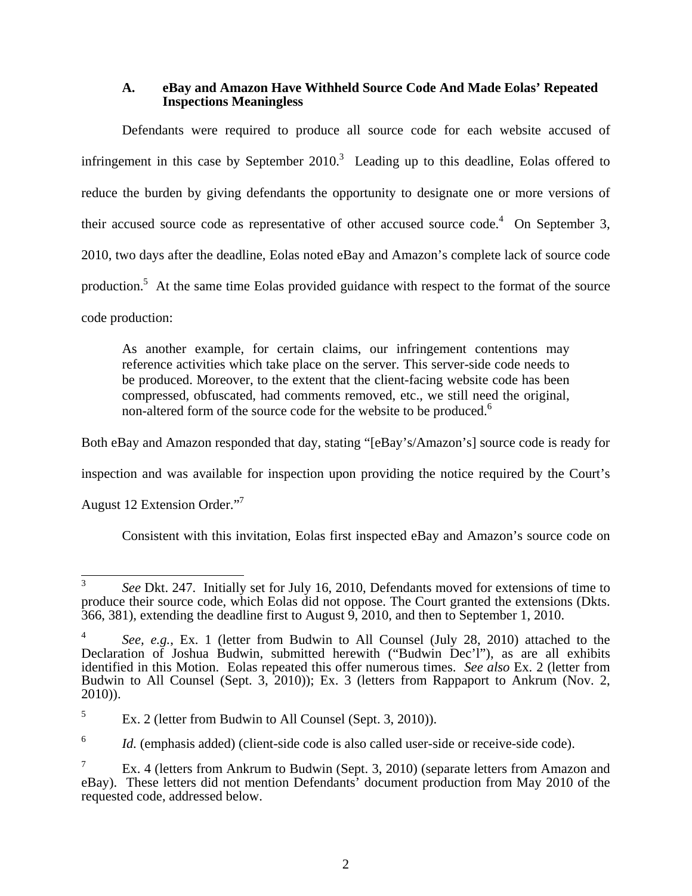### A. eBay and Amazon Have Withheld Source Code And Made Eolas' Repeated Inspections Meaningless

Defendants were required to produce all source code for each website accused of infringement in this case by September 2010.[3] Leading up to this deadline, Eolas offered to reduce the burden by giving defendants the opportunity to designate one or more versions of their accused source code as representative of other accused source code.[4] On September 3, 2010, two days after the deadline, Eolas noted eBay and Amazon's complete lack of source code production.[5] At the same time Eolas provided guidance with respect to the format of the source code production:

> As another example, for certain claims, our infringement contentions may reference activities which take place on the server. This server-side code needs to be produced. Moreover, to the extent that the client-facing website code has been compressed, obfuscated, had comments removed, etc., we still need the original, non-altered form of the source code for the website to be produced.[6]

Both eBay and Amazon responded that day, stating "[eBay's/Amazon's] source code is ready for inspection and was available for inspection upon providing the notice required by the Court's August 12 Extension Order."[7]

Consistent with this invitation, Eolas first inspected eBay and Amazon's source code on

---

[3] *See* Dkt. 247. Initially set for July 16, 2010, Defendants moved for extensions of time to produce their source code, which Eolas did not oppose. The Court granted the extensions (Dkts. 366, 381), extending the deadline first to August 9, 2010, and then to September 1, 2010.

[4] *See, e.g.*, Ex. 1 (letter from Budwin to All Counsel (July 28, 2010) attached to the Declaration of Joshua Budwin, submitted herewith ("Budwin Dec'l"), as are all exhibits identified in this Motion. Eolas repeated this offer numerous times. *See also* Ex. 2 (letter from Budwin to All Counsel (Sept. 3, 2010)); Ex. 3 (letters from Rappaport to Ankrum (Nov. 2, 2010)).

[5] Ex. 2 (letter from Budwin to All Counsel (Sept. 3, 2010)).

[6] *Id.* (emphasis added) (client-side code is also called user-side or receive-side code).

[7] Ex. 4 (letters from Ankrum to Budwin (Sept. 3, 2010) (separate letters from Amazon and eBay). These letters did not mention Defendants' document production from May 2010 of the requested code, addressed below.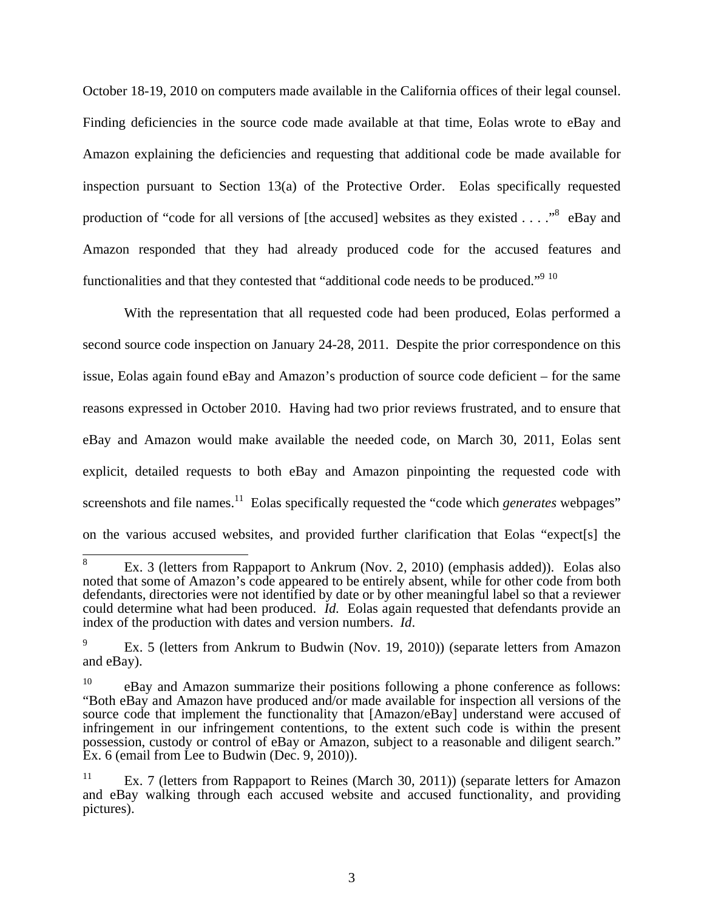October 18-19, 2010 on computers made available in the California offices of their legal counsel. Finding deficiencies in the source code made available at that time, Eolas wrote to eBay and Amazon explaining the deficiencies and requesting that additional code be made available for inspection pursuant to Section 13(a) of the Protective Order. Eolas specifically requested production of "code for all versions of [the accused] websites as they existed . . . ."[8] eBay and Amazon responded that they had already produced code for the accused features and functionalities and that they contested that "additional code needs to be produced."[9] [10]

With the representation that all requested code had been produced, Eolas performed a second source code inspection on January 24-28, 2011. Despite the prior correspondence on this issue, Eolas again found eBay and Amazon's production of source code deficient – for the same reasons expressed in October 2010. Having had two prior reviews frustrated, and to ensure that eBay and Amazon would make available the needed code, on March 30, 2011, Eolas sent explicit, detailed requests to both eBay and Amazon pinpointing the requested code with screenshots and file names.[11] Eolas specifically requested the "code which *generates* webpages" on the various accused websites, and provided further clarification that Eolas "expect[s] the

---

[8] Ex. 3 (letters from Rappaport to Ankrum (Nov. 2, 2010) (emphasis added)). Eolas also noted that some of Amazon's code appeared to be entirely absent, while for other code from both defendants, directories were not identified by date or by other meaningful label so that a reviewer could determine what had been produced. *Id.* Eolas again requested that defendants provide an index of the production with dates and version numbers. *Id*.

[9] Ex. 5 (letters from Ankrum to Budwin (Nov. 19, 2010)) (separate letters from Amazon and eBay).

[10] eBay and Amazon summarize their positions following a phone conference as follows: "Both eBay and Amazon have produced and/or made available for inspection all versions of the source code that implement the functionality that [Amazon/eBay] understand were accused of infringement in our infringement contentions, to the extent such code is within the present possession, custody or control of eBay or Amazon, subject to a reasonable and diligent search." Ex. 6 (email from Lee to Budwin (Dec. 9, 2010)).

[11] Ex. 7 (letters from Rappaport to Reines (March 30, 2011)) (separate letters for Amazon and eBay walking through each accused website and accused functionality, and providing pictures).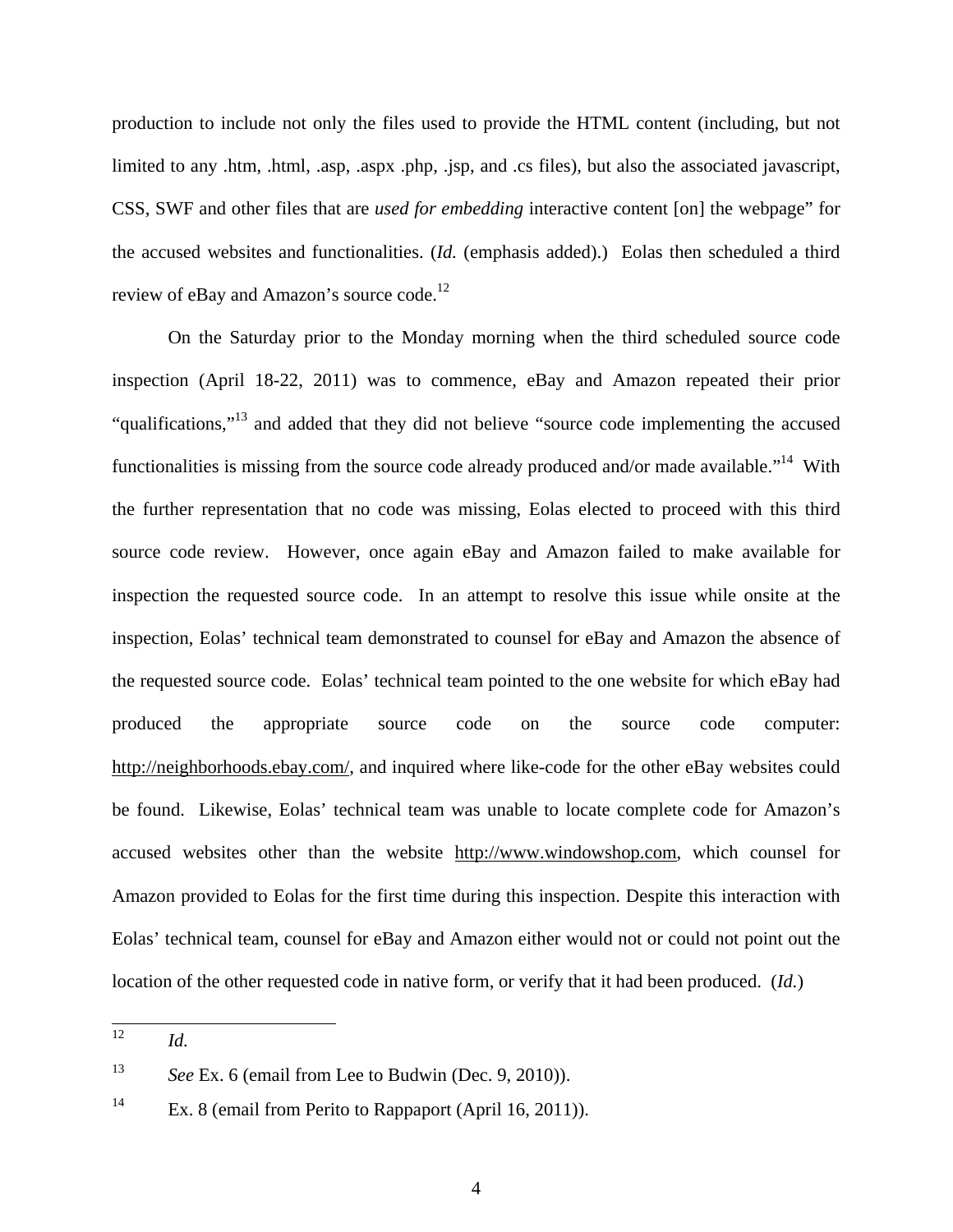production to include not only the files used to provide the HTML content (including, but not limited to any .htm, .html, .asp, .aspx .php, .jsp, and .cs files), but also the associated javascript, CSS, SWF and other files that are *used for embedding* interactive content [on] the webpage" for the accused websites and functionalities. (*Id.* (emphasis added).) Eolas then scheduled a third review of eBay and Amazon's source code.[12]

On the Saturday prior to the Monday morning when the third scheduled source code inspection (April 18-22, 2011) was to commence, eBay and Amazon repeated their prior "qualifications,"[13] and added that they did not believe "source code implementing the accused functionalities is missing from the source code already produced and/or made available."[14] With the further representation that no code was missing, Eolas elected to proceed with this third source code review. However, once again eBay and Amazon failed to make available for inspection the requested source code. In an attempt to resolve this issue while onsite at the inspection, Eolas' technical team demonstrated to counsel for eBay and Amazon the absence of the requested source code. Eolas' technical team pointed to the one website for which eBay had produced the appropriate source code on the source code computer: http://neighborhoods.ebay.com/, and inquired where like-code for the other eBay websites could be found. Likewise, Eolas' technical team was unable to locate complete code for Amazon's accused websites other than the website http://www.windowshop.com, which counsel for Amazon provided to Eolas for the first time during this inspection. Despite this interaction with Eolas' technical team, counsel for eBay and Amazon either would not or could not point out the location of the other requested code in native form, or verify that it had been produced. (*Id.*)

---

[12] *Id.*

[13] *See* Ex. 6 (email from Lee to Budwin (Dec. 9, 2010)).

[14] Ex. 8 (email from Perito to Rappaport (April 16, 2011)).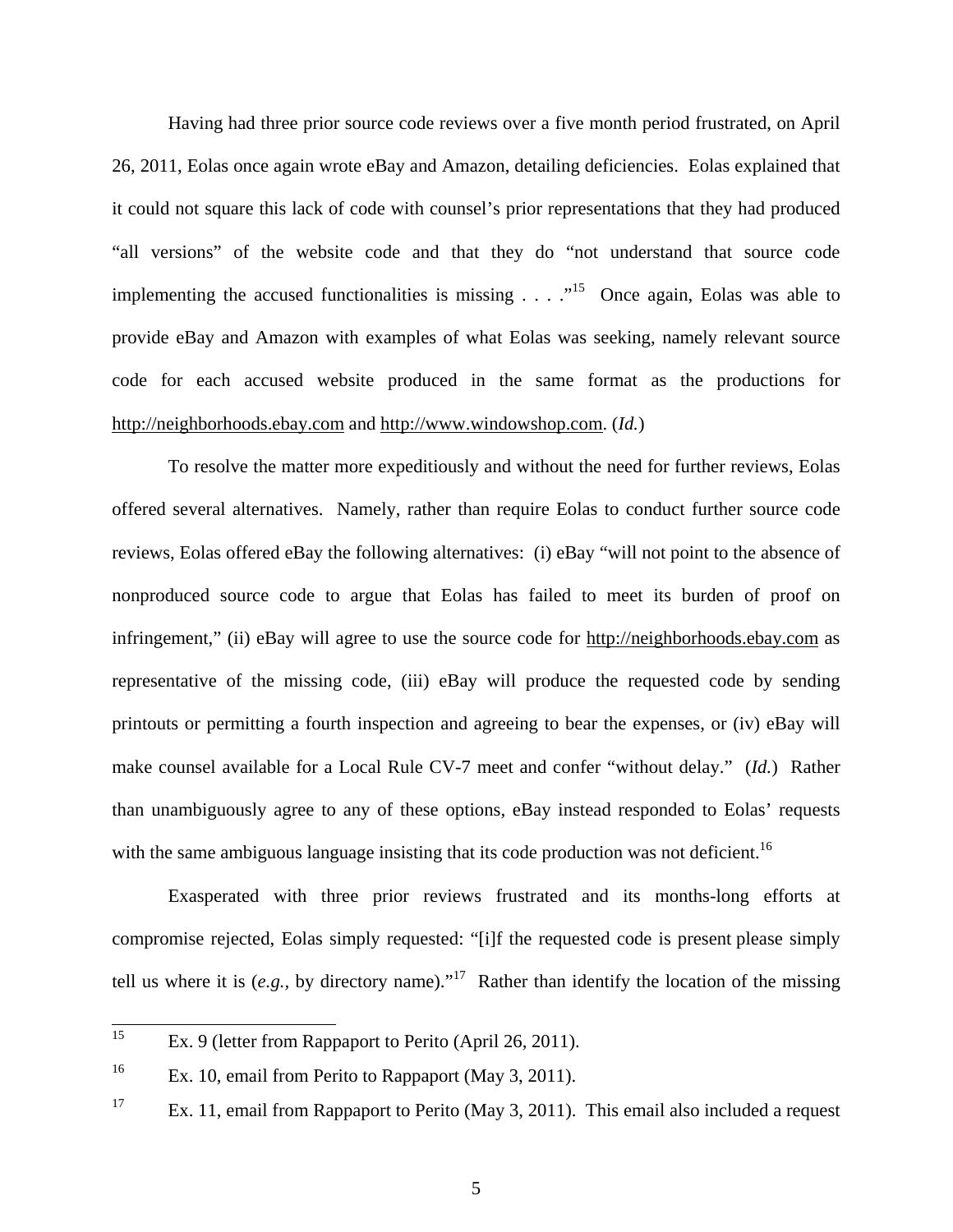Having had three prior source code reviews over a five month period frustrated, on April 26, 2011, Eolas once again wrote eBay and Amazon, detailing deficiencies. Eolas explained that it could not square this lack of code with counsel's prior representations that they had produced "all versions" of the website code and that they do "not understand that source code implementing the accused functionalities is missing . . . ."[15] Once again, Eolas was able to provide eBay and Amazon with examples of what Eolas was seeking, namely relevant source code for each accused website produced in the same format as the productions for http://neighborhoods.ebay.com and http://www.windowshop.com. (*Id.*)

To resolve the matter more expeditiously and without the need for further reviews, Eolas offered several alternatives. Namely, rather than require Eolas to conduct further source code reviews, Eolas offered eBay the following alternatives: (i) eBay "will not point to the absence of nonproduced source code to argue that Eolas has failed to meet its burden of proof on infringement," (ii) eBay will agree to use the source code for http://neighborhoods.ebay.com as representative of the missing code, (iii) eBay will produce the requested code by sending printouts or permitting a fourth inspection and agreeing to bear the expenses, or (iv) eBay will make counsel available for a Local Rule CV-7 meet and confer "without delay." (*Id.*) Rather than unambiguously agree to any of these options, eBay instead responded to Eolas' requests with the same ambiguous language insisting that its code production was not deficient.[16]

Exasperated with three prior reviews frustrated and its months-long efforts at compromise rejected, Eolas simply requested: "[i]f the requested code is present please simply tell us where it is (*e.g.*, by directory name)."[17] Rather than identify the location of the missing

---

[15] Ex. 9 (letter from Rappaport to Perito (April 26, 2011).

[16] Ex. 10, email from Perito to Rappaport (May 3, 2011).

[17] Ex. 11, email from Rappaport to Perito (May 3, 2011). This email also included a request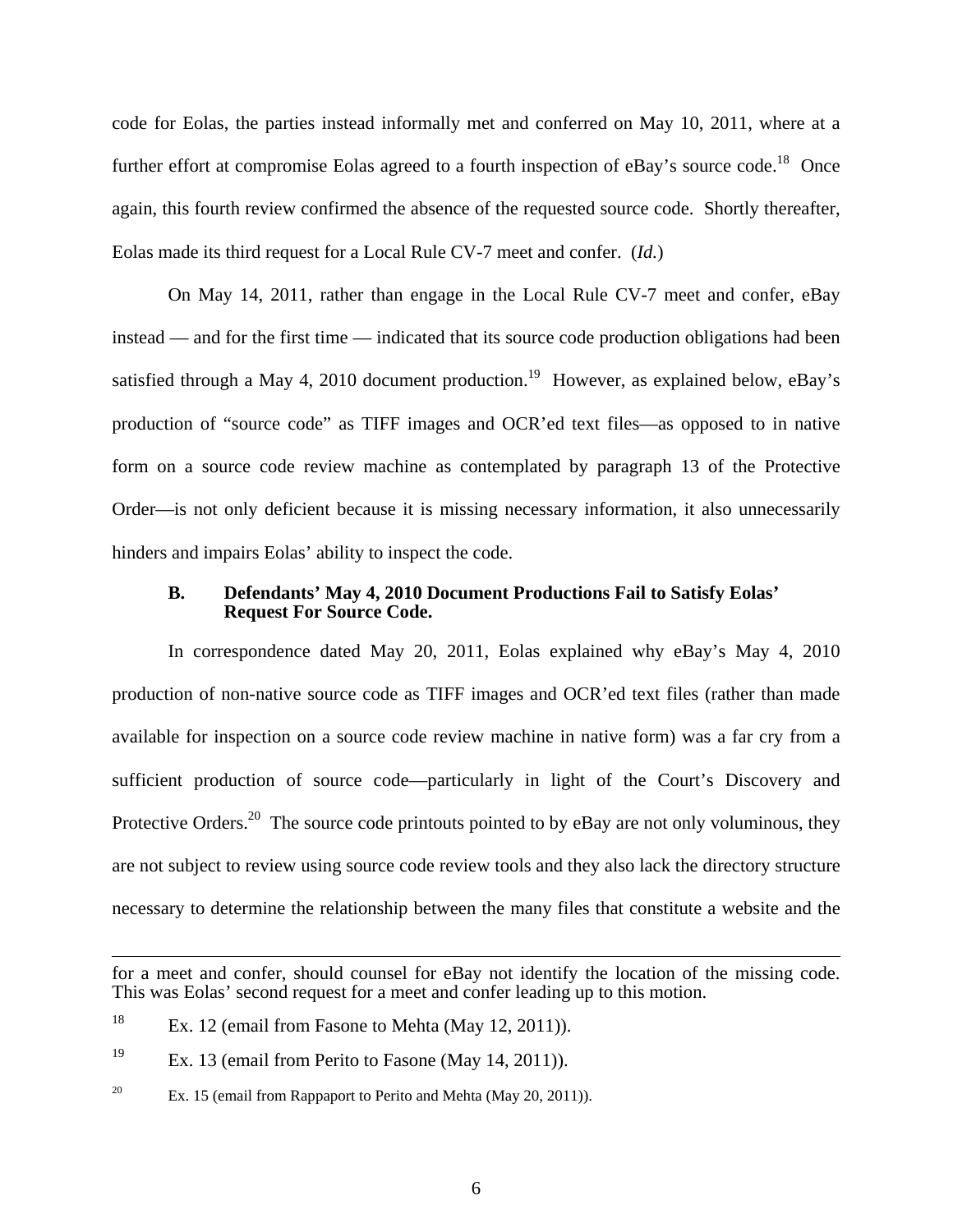code for Eolas, the parties instead informally met and conferred on May 10, 2011, where at a further effort at compromise Eolas agreed to a fourth inspection of eBay's source code.[18] Once again, this fourth review confirmed the absence of the requested source code. Shortly thereafter, Eolas made its third request for a Local Rule CV-7 meet and confer. (*Id.*)

On May 14, 2011, rather than engage in the Local Rule CV-7 meet and confer, eBay instead — and for the first time — indicated that its source code production obligations had been satisfied through a May 4, 2010 document production.[19] However, as explained below, eBay's production of "source code" as TIFF images and OCR'ed text files—as opposed to in native form on a source code review machine as contemplated by paragraph 13 of the Protective Order—is not only deficient because it is missing necessary information, it also unnecessarily hinders and impairs Eolas' ability to inspect the code.

### B. Defendants' May 4, 2010 Document Productions Fail to Satisfy Eolas' Request For Source Code.

In correspondence dated May 20, 2011, Eolas explained why eBay's May 4, 2010 production of non-native source code as TIFF images and OCR'ed text files (rather than made available for inspection on a source code review machine in native form) was a far cry from a sufficient production of source code—particularly in light of the Court's Discovery and Protective Orders.[20] The source code printouts pointed to by eBay are not only voluminous, they are not subject to review using source code review tools and they also lack the directory structure necessary to determine the relationship between the many files that constitute a website and the

---

for a meet and confer, should counsel for eBay not identify the location of the missing code. This was Eolas' second request for a meet and confer leading up to this motion.

[18] Ex. 12 (email from Fasone to Mehta (May 12, 2011)).

[19] Ex. 13 (email from Perito to Fasone (May 14, 2011)).

[20] Ex. 15 (email from Rappaport to Perito and Mehta (May 20, 2011)).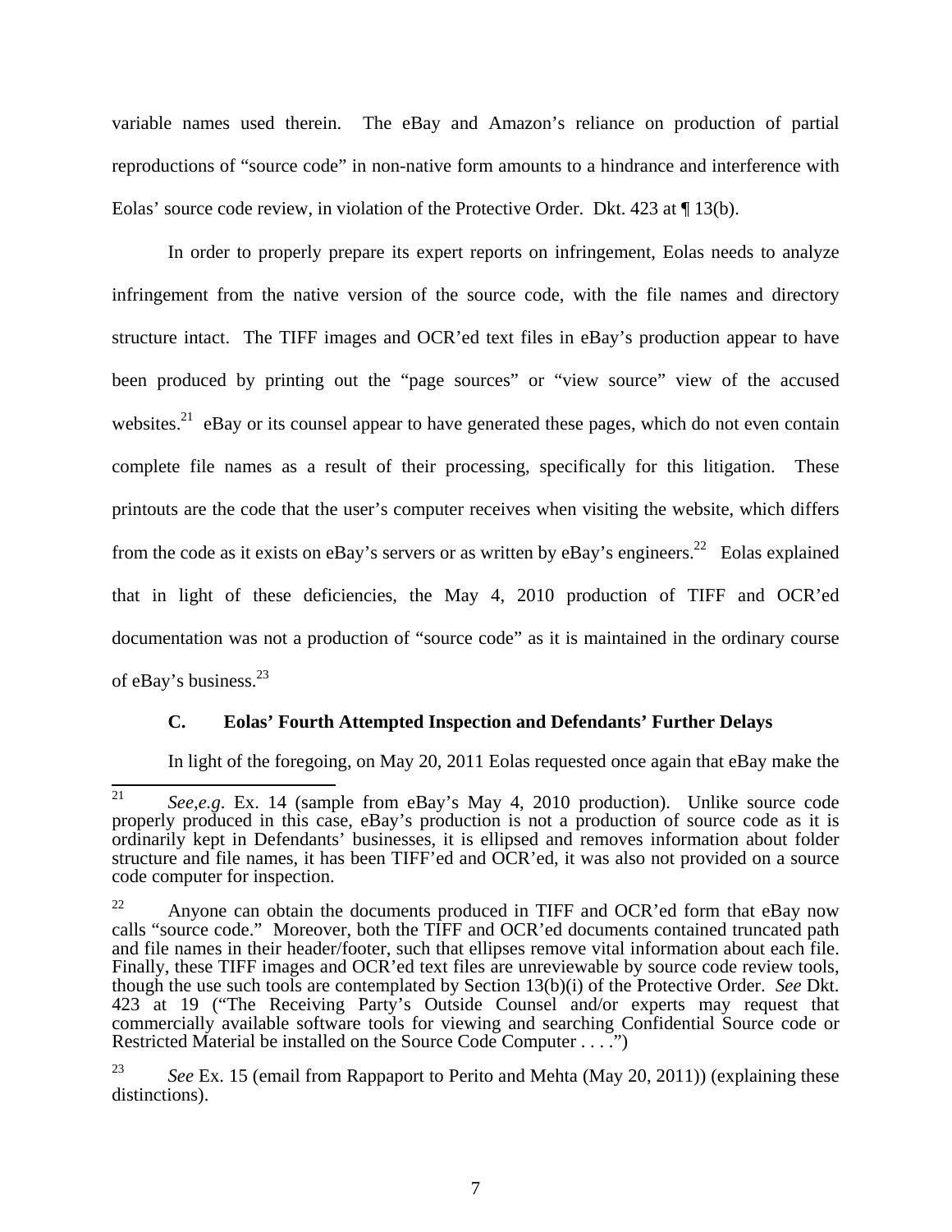variable names used therein. The eBay and Amazon's reliance on production of partial reproductions of "source code" in non-native form amounts to a hindrance and interference with Eolas' source code review, in violation of the Protective Order. Dkt. 423 at ¶ 13(b).

In order to properly prepare its expert reports on infringement, Eolas needs to analyze infringement from the native version of the source code, with the file names and directory structure intact. The TIFF images and OCR'ed text files in eBay's production appear to have been produced by printing out the "page sources" or "view source" view of the accused websites.[21] eBay or its counsel appear to have generated these pages, which do not even contain complete file names as a result of their processing, specifically for this litigation. These printouts are the code that the user's computer receives when visiting the website, which differs from the code as it exists on eBay's servers or as written by eBay's engineers.[22] Eolas explained that in light of these deficiencies, the May 4, 2010 production of TIFF and OCR'ed documentation was not a production of "source code" as it is maintained in the ordinary course of eBay's business.[23]

### C. Eolas' Fourth Attempted Inspection and Defendants' Further Delays

In light of the foregoing, on May 20, 2011 Eolas requested once again that eBay make the

---

[21] *See,e.g*. Ex. 14 (sample from eBay's May 4, 2010 production). Unlike source code properly produced in this case, eBay's production is not a production of source code as it is ordinarily kept in Defendants' businesses, it is ellipsed and removes information about folder structure and file names, it has been TIFF'ed and OCR'ed, it was also not provided on a source code computer for inspection.

[22] Anyone can obtain the documents produced in TIFF and OCR'ed form that eBay now calls "source code." Moreover, both the TIFF and OCR'ed documents contained truncated path and file names in their header/footer, such that ellipses remove vital information about each file. Finally, these TIFF images and OCR'ed text files are unreviewable by source code review tools, though the use such tools are contemplated by Section 13(b)(i) of the Protective Order. *See* Dkt. 423 at 19 ("The Receiving Party's Outside Counsel and/or experts may request that commercially available software tools for viewing and searching Confidential Source code or Restricted Material be installed on the Source Code Computer . . . .")

[23] *See* Ex. 15 (email from Rappaport to Perito and Mehta (May 20, 2011)) (explaining these distinctions).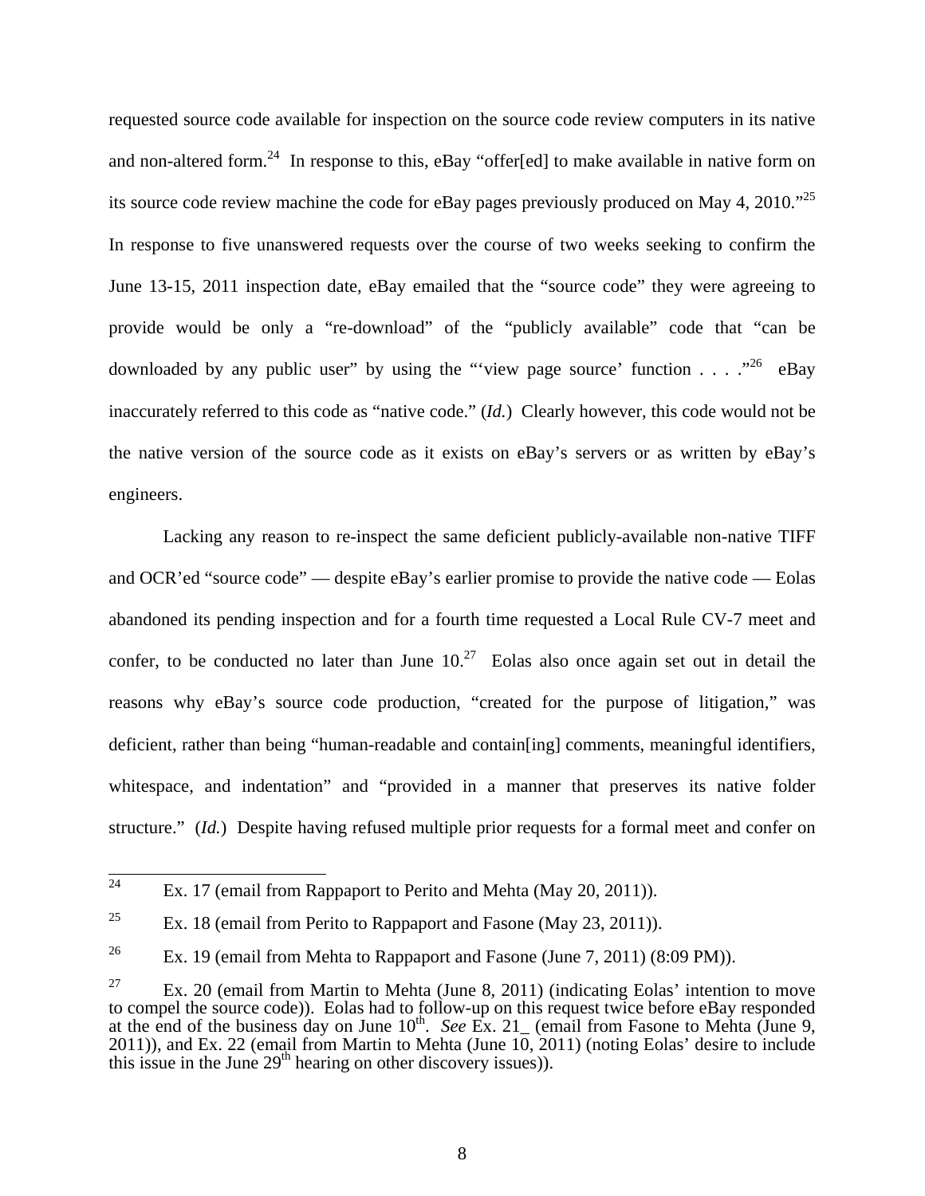requested source code available for inspection on the source code review computers in its native and non-altered form.[24] In response to this, eBay "offer[ed] to make available in native form on its source code review machine the code for eBay pages previously produced on May 4, 2010."[25] In response to five unanswered requests over the course of two weeks seeking to confirm the June 13-15, 2011 inspection date, eBay emailed that the "source code" they were agreeing to provide would be only a "re-download" of the "publicly available" code that "can be downloaded by any public user" by using the "'view page source' function . . . ."[26] eBay inaccurately referred to this code as "native code." (*Id.*) Clearly however, this code would not be the native version of the source code as it exists on eBay's servers or as written by eBay's engineers.

Lacking any reason to re-inspect the same deficient publicly-available non-native TIFF and OCR'ed "source code" — despite eBay's earlier promise to provide the native code — Eolas abandoned its pending inspection and for a fourth time requested a Local Rule CV-7 meet and confer, to be conducted no later than June 10.[27] Eolas also once again set out in detail the reasons why eBay's source code production, "created for the purpose of litigation," was deficient, rather than being "human-readable and contain[ing] comments, meaningful identifiers, whitespace, and indentation" and "provided in a manner that preserves its native folder structure." (*Id.*) Despite having refused multiple prior requests for a formal meet and confer on

---

[24] Ex. 17 (email from Rappaport to Perito and Mehta (May 20, 2011)).

[25] Ex. 18 (email from Perito to Rappaport and Fasone (May 23, 2011)).

[26] Ex. 19 (email from Mehta to Rappaport and Fasone (June 7, 2011) (8:09 PM)).

[27] Ex. 20 (email from Martin to Mehta (June 8, 2011) (indicating Eolas' intention to move to compel the source code)). Eolas had to follow-up on this request twice before eBay responded at the end of the business day on June 10th. *See* Ex. 21_ (email from Fasone to Mehta (June 9, 2011)), and Ex. 22 (email from Martin to Mehta (June 10, 2011) (noting Eolas' desire to include this issue in the June 29th hearing on other discovery issues)).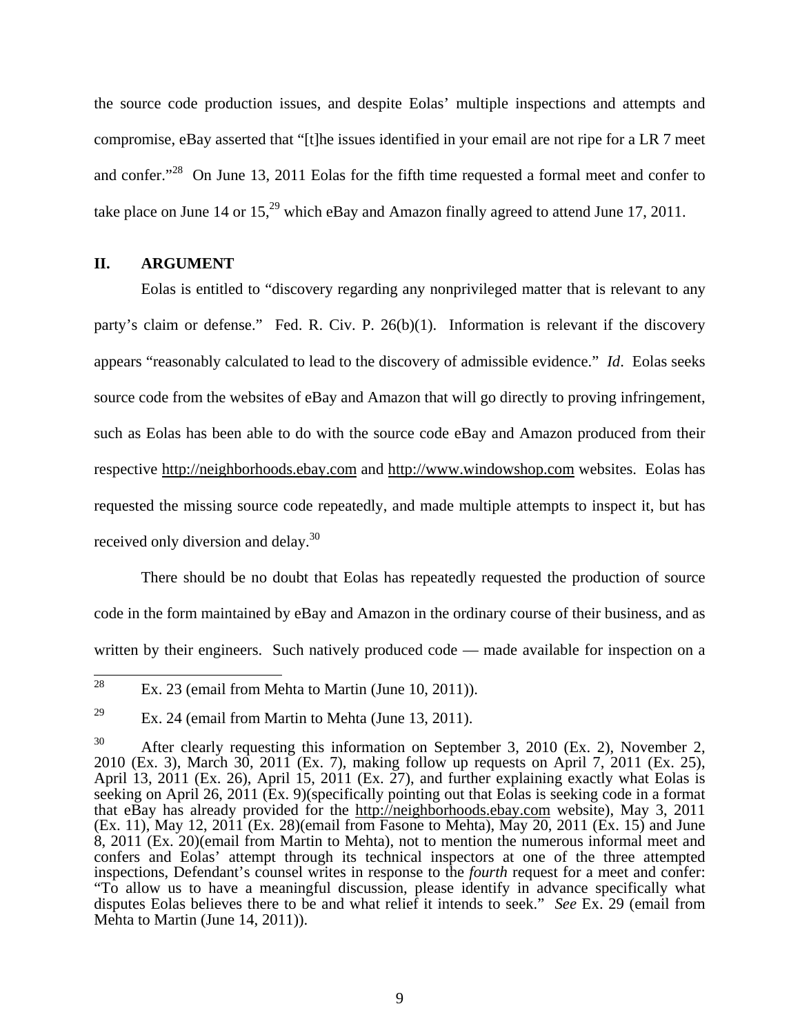the source code production issues, and despite Eolas' multiple inspections and attempts and compromise, eBay asserted that "[t]he issues identified in your email are not ripe for a LR 7 meet and confer."[28] On June 13, 2011 Eolas for the fifth time requested a formal meet and confer to take place on June 14 or 15,[29] which eBay and Amazon finally agreed to attend June 17, 2011.

## II. ARGUMENT

Eolas is entitled to "discovery regarding any nonprivileged matter that is relevant to any party's claim or defense." Fed. R. Civ. P. 26(b)(1). Information is relevant if the discovery appears "reasonably calculated to lead to the discovery of admissible evidence." *Id*. Eolas seeks source code from the websites of eBay and Amazon that will go directly to proving infringement, such as Eolas has been able to do with the source code eBay and Amazon produced from their respective http://neighborhoods.ebay.com and http://www.windowshop.com websites. Eolas has requested the missing source code repeatedly, and made multiple attempts to inspect it, but has received only diversion and delay.[30]

There should be no doubt that Eolas has repeatedly requested the production of source code in the form maintained by eBay and Amazon in the ordinary course of their business, and as written by their engineers. Such natively produced code — made available for inspection on a

---

[28] Ex. 23 (email from Mehta to Martin (June 10, 2011)).

[29] Ex. 24 (email from Martin to Mehta (June 13, 2011).

[30] After clearly requesting this information on September 3, 2010 (Ex. 2), November 2, 2010 (Ex. 3), March 30, 2011 (Ex. 7), making follow up requests on April 7, 2011 (Ex. 25), April 13, 2011 (Ex. 26), April 15, 2011 (Ex. 27), and further explaining exactly what Eolas is seeking on April 26, 2011 (Ex. 9)(specifically pointing out that Eolas is seeking code in a format that eBay has already provided for the http://neighborhoods.ebay.com website), May 3, 2011 (Ex. 11), May 12, 2011 (Ex. 28)(email from Fasone to Mehta), May 20, 2011 (Ex. 15) and June 8, 2011 (Ex. 20)(email from Martin to Mehta), not to mention the numerous informal meet and confers and Eolas' attempt through its technical inspectors at one of the three attempted inspections, Defendant's counsel writes in response to the *fourth* request for a meet and confer: "To allow us to have a meaningful discussion, please identify in advance specifically what disputes Eolas believes there to be and what relief it intends to seek." *See* Ex. 29 (email from Mehta to Martin (June 14, 2011)).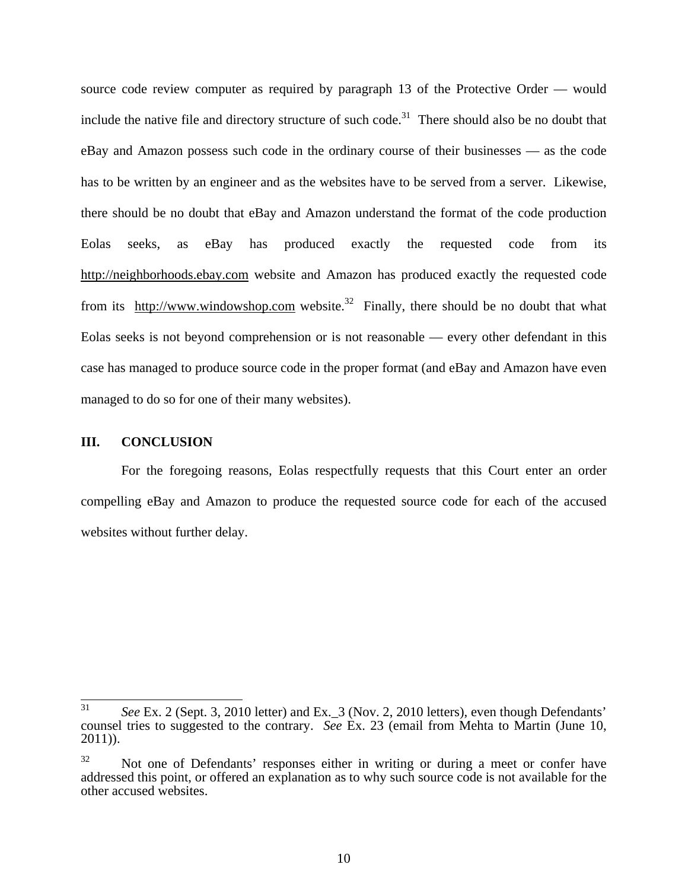source code review computer as required by paragraph 13 of the Protective Order — would include the native file and directory structure of such code.[31] There should also be no doubt that eBay and Amazon possess such code in the ordinary course of their businesses — as the code has to be written by an engineer and as the websites have to be served from a server. Likewise, there should be no doubt that eBay and Amazon understand the format of the code production Eolas seeks, as eBay has produced exactly the requested code from its http://neighborhoods.ebay.com website and Amazon has produced exactly the requested code from its http://www.windowshop.com website.[32] Finally, there should be no doubt that what Eolas seeks is not beyond comprehension or is not reasonable — every other defendant in this case has managed to produce source code in the proper format (and eBay and Amazon have even managed to do so for one of their many websites).

## III. CONCLUSION

For the foregoing reasons, Eolas respectfully requests that this Court enter an order compelling eBay and Amazon to produce the requested source code for each of the accused websites without further delay.

---

[31] *See* Ex. 2 (Sept. 3, 2010 letter) and Ex._3 (Nov. 2, 2010 letters), even though Defendants' counsel tries to suggested to the contrary. *See* Ex. 23 (email from Mehta to Martin (June 10, 2011)).

[32] Not one of Defendants' responses either in writing or during a meet or confer have addressed this point, or offered an explanation as to why such source code is not available for the other accused websites.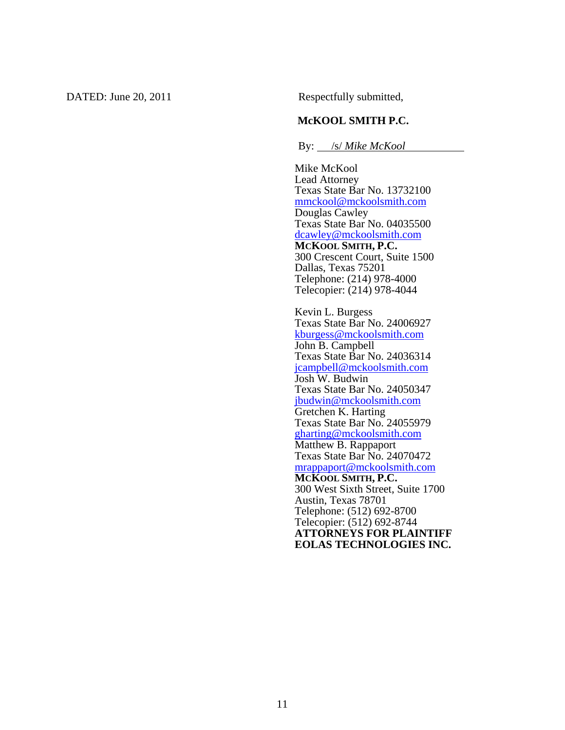DATED: June 20, 2011

Respectfully submitted,

**McKOOL SMITH P.C.**

By: /s/ *Mike McKool*

Mike McKool
Lead Attorney
Texas State Bar No. 13732100
mmckool@mckoolsmith.com
Douglas Cawley
Texas State Bar No. 04035500
dcawley@mckoolsmith.com
**McKOOL SMITH, P.C.**
300 Crescent Court, Suite 1500
Dallas, Texas 75201
Telephone: (214) 978-4000
Telecopier: (214) 978-4044

Kevin L. Burgess
Texas State Bar No. 24006927
kburgess@mckoolsmith.com
John B. Campbell
Texas State Bar No. 24036314
jcampbell@mckoolsmith.com
Josh W. Budwin
Texas State Bar No. 24050347
jbudwin@mckoolsmith.com
Gretchen K. Harting
Texas State Bar No. 24055979
gharting@mckoolsmith.com
Matthew B. Rappaport
Texas State Bar No. 24070472
mrappaport@mckoolsmith.com
**McKOOL SMITH, P.C.**
300 West Sixth Street, Suite 1700
Austin, Texas 78701
Telephone: (512) 692-8700
Telecopier: (512) 692-8744
**ATTORNEYS FOR PLAINTIFF EOLAS TECHNOLOGIES INC.**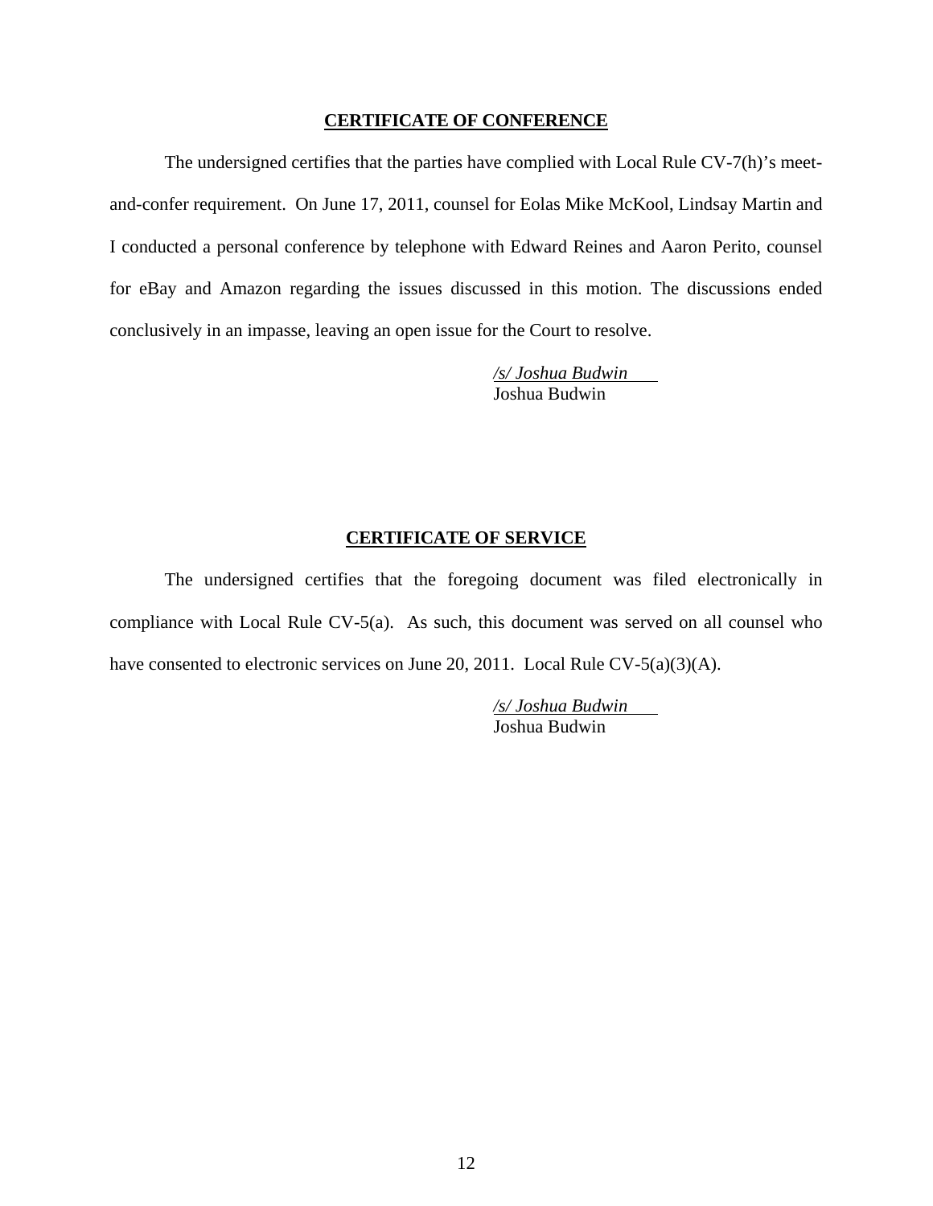## CERTIFICATE OF CONFERENCE

The undersigned certifies that the parties have complied with Local Rule CV-7(h)'s meet-and-confer requirement. On June 17, 2011, counsel for Eolas Mike McKool, Lindsay Martin and I conducted a personal conference by telephone with Edward Reines and Aaron Perito, counsel for eBay and Amazon regarding the issues discussed in this motion. The discussions ended conclusively in an impasse, leaving an open issue for the Court to resolve.

*/s/ Joshua Budwin*
Joshua Budwin

## CERTIFICATE OF SERVICE

The undersigned certifies that the foregoing document was filed electronically in compliance with Local Rule CV-5(a). As such, this document was served on all counsel who have consented to electronic services on June 20, 2011. Local Rule CV-5(a)(3)(A).

*/s/ Joshua Budwin*
Joshua Budwin